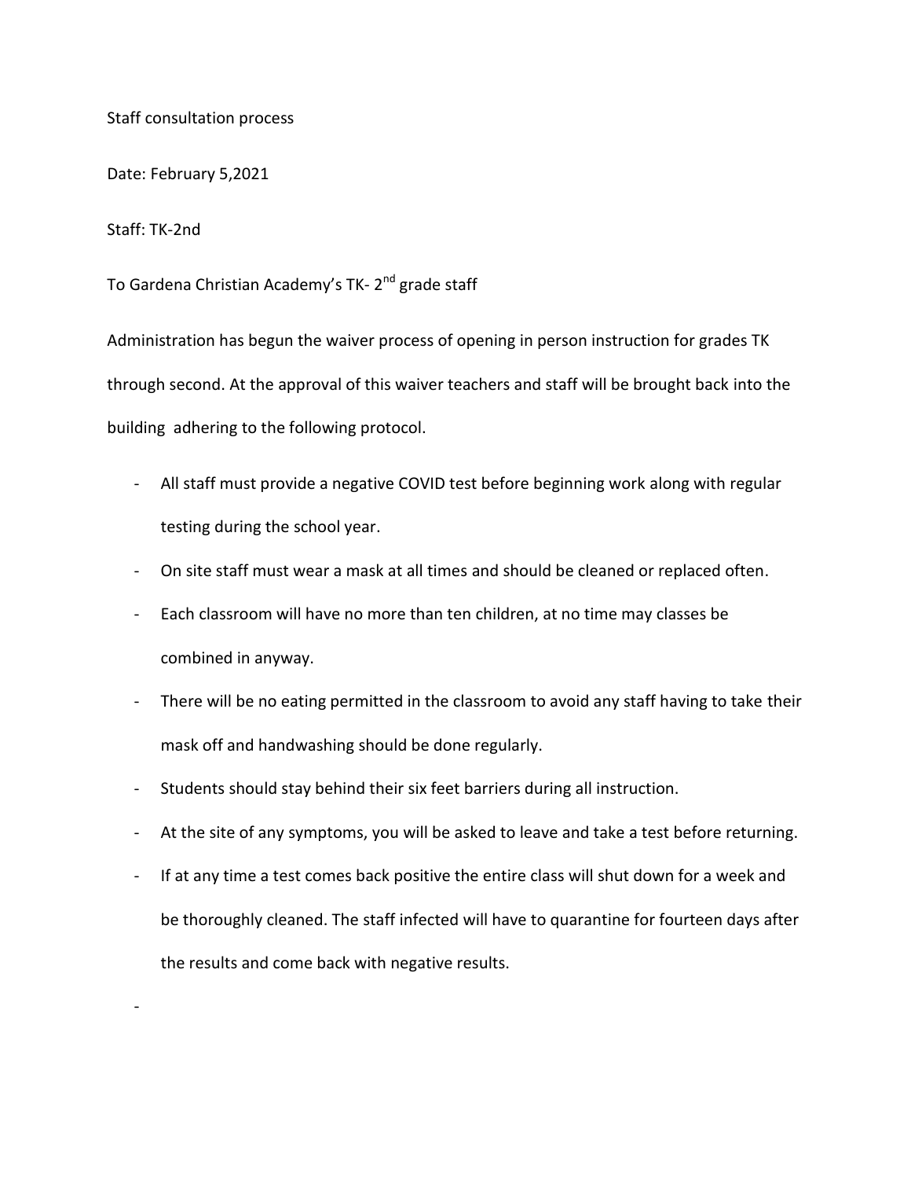Staff consultation process

Date: February 5,2021

Staff: TK-2nd

To Gardena Christian Academy's TK- 2nd grade staff

Administration has begun the waiver process of opening in person instruction for grades TK through second. At the approval of this waiver teachers and staff will be brought back into the building adhering to the following protocol.

- All staff must provide a negative COVID test before beginning work along with regular testing during the school year.
- On site staff must wear a mask at all times and should be cleaned or replaced often.
- Each classroom will have no more than ten children, at no time may classes be combined in anyway.
- There will be no eating permitted in the classroom to avoid any staff having to take their mask off and handwashing should be done regularly.
- Students should stay behind their six feet barriers during all instruction.
- At the site of any symptoms, you will be asked to leave and take a test before returning.
- If at any time a test comes back positive the entire class will shut down for a week and be thoroughly cleaned. The staff infected will have to quarantine for fourteen days after the results and come back with negative results.
-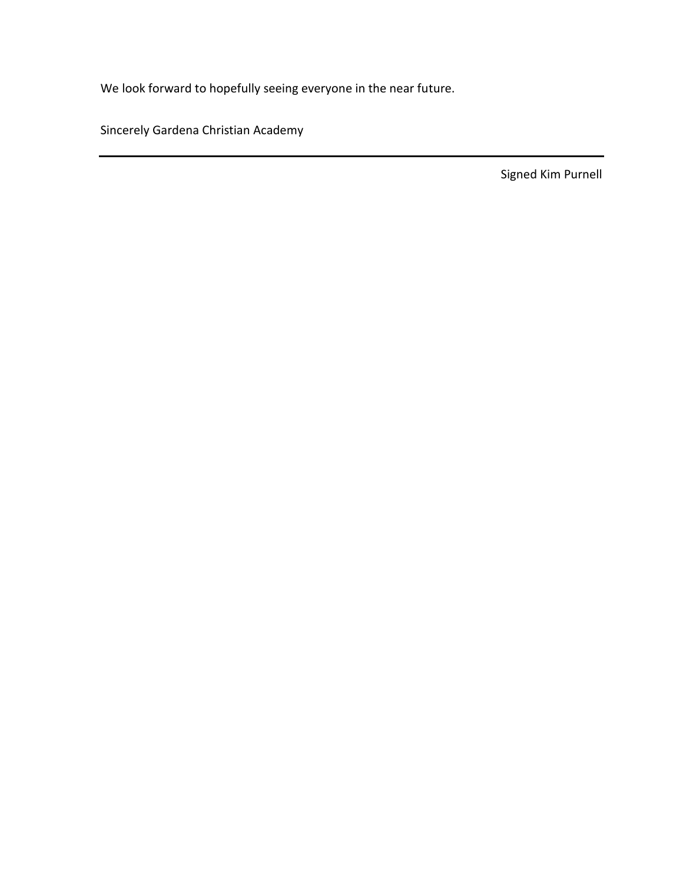We look forward to hopefully seeing everyone in the near future.

Sincerely Gardena Christian Academy

---

Signed Kim Purnell